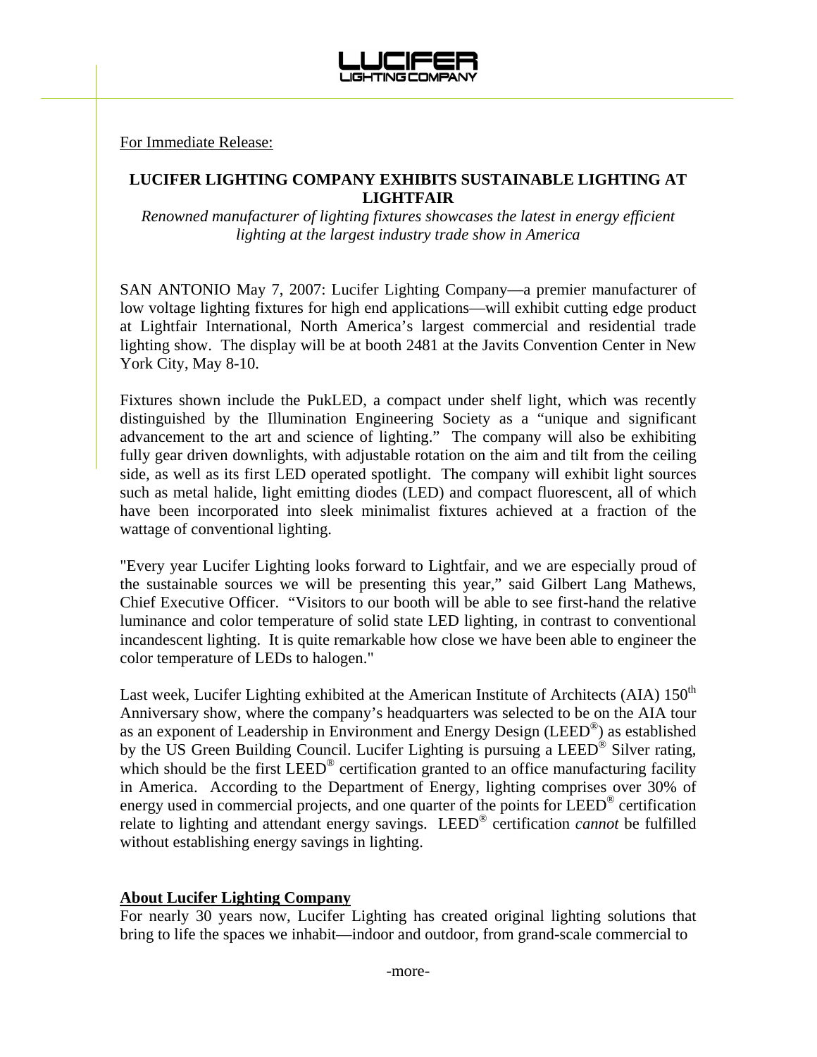LUCIFER LIGHTING COMPANY

For Immediate Release:

**LUCIFER LIGHTING COMPANY EXHIBITS SUSTAINABLE LIGHTING AT LIGHTFAIR**

*Renowned manufacturer of lighting fixtures showcases the latest in energy efficient lighting at the largest industry trade show in America*

SAN ANTONIO May 7, 2007: Lucifer Lighting Company—a premier manufacturer of low voltage lighting fixtures for high end applications—will exhibit cutting edge product at Lightfair International, North America's largest commercial and residential trade lighting show. The display will be at booth 2481 at the Javits Convention Center in New York City, May 8-10.

Fixtures shown include the PukLED, a compact under shelf light, which was recently distinguished by the Illumination Engineering Society as a "unique and significant advancement to the art and science of lighting." The company will also be exhibiting fully gear driven downlights, with adjustable rotation on the aim and tilt from the ceiling side, as well as its first LED operated spotlight. The company will exhibit light sources such as metal halide, light emitting diodes (LED) and compact fluorescent, all of which have been incorporated into sleek minimalist fixtures achieved at a fraction of the wattage of conventional lighting.

"Every year Lucifer Lighting looks forward to Lightfair, and we are especially proud of the sustainable sources we will be presenting this year," said Gilbert Lang Mathews, Chief Executive Officer. "Visitors to our booth will be able to see first-hand the relative luminance and color temperature of solid state LED lighting, in contrast to conventional incandescent lighting. It is quite remarkable how close we have been able to engineer the color temperature of LEDs to halogen."

Last week, Lucifer Lighting exhibited at the American Institute of Architects (AIA) 150th Anniversary show, where the company's headquarters was selected to be on the AIA tour as an exponent of Leadership in Environment and Energy Design (LEED®) as established by the US Green Building Council. Lucifer Lighting is pursuing a LEED® Silver rating, which should be the first LEED® certification granted to an office manufacturing facility in America. According to the Department of Energy, lighting comprises over 30% of energy used in commercial projects, and one quarter of the points for LEED® certification relate to lighting and attendant energy savings. LEED® certification *cannot* be fulfilled without establishing energy savings in lighting.

**About Lucifer Lighting Company**

For nearly 30 years now, Lucifer Lighting has created original lighting solutions that bring to life the spaces we inhabit—indoor and outdoor, from grand-scale commercial to

-more-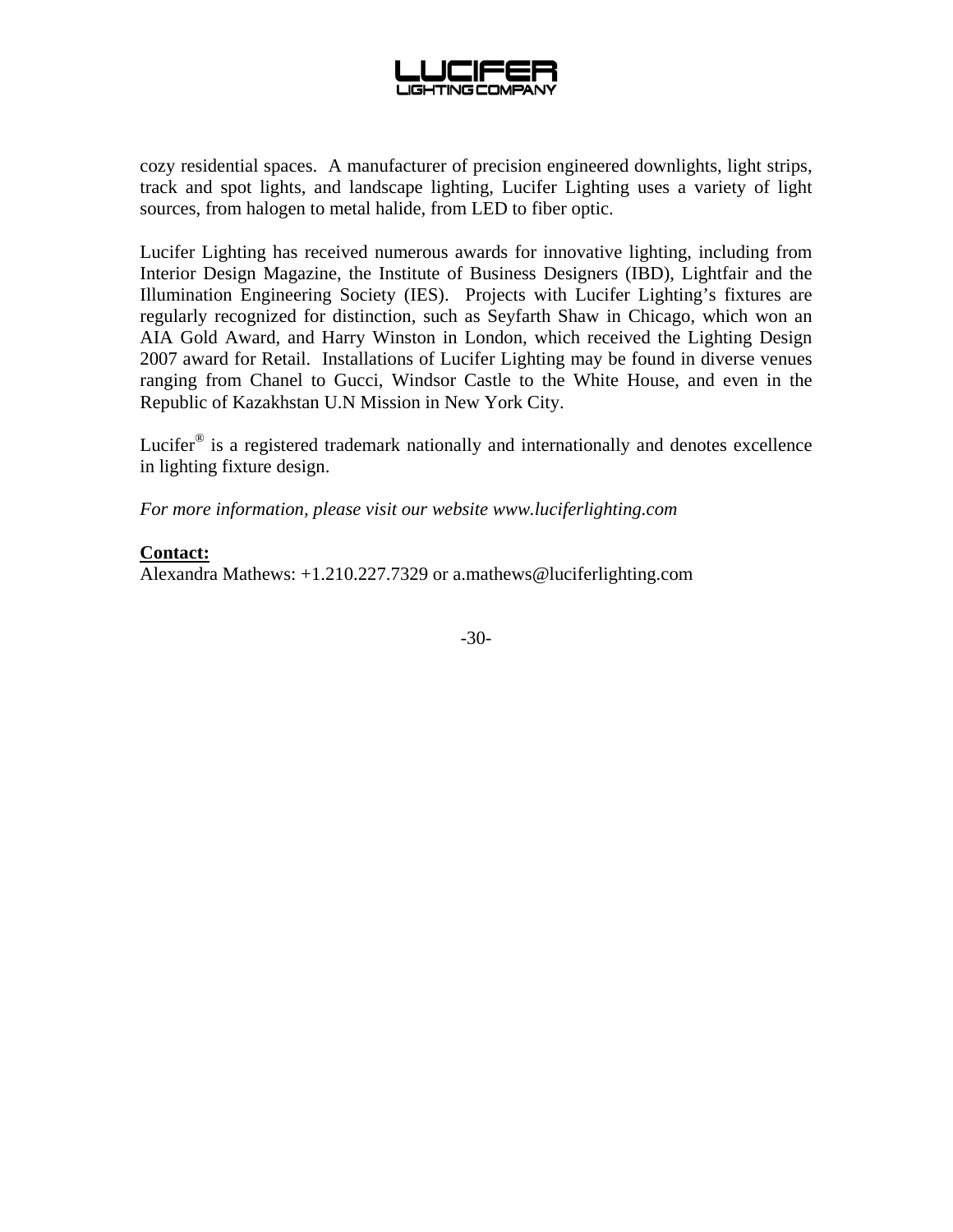cozy residential spaces. A manufacturer of precision engineered downlights, light strips, track and spot lights, and landscape lighting, Lucifer Lighting uses a variety of light sources, from halogen to metal halide, from LED to fiber optic.

Lucifer Lighting has received numerous awards for innovative lighting, including from Interior Design Magazine, the Institute of Business Designers (IBD), Lightfair and the Illumination Engineering Society (IES). Projects with Lucifer Lighting's fixtures are regularly recognized for distinction, such as Seyfarth Shaw in Chicago, which won an AIA Gold Award, and Harry Winston in London, which received the Lighting Design 2007 award for Retail. Installations of Lucifer Lighting may be found in diverse venues ranging from Chanel to Gucci, Windsor Castle to the White House, and even in the Republic of Kazakhstan U.N Mission in New York City.

Lucifer® is a registered trademark nationally and internationally and denotes excellence in lighting fixture design.

*For more information, please visit our website www.luciferlighting.com*

**Contact:**
Alexandra Mathews: +1.210.227.7329 or a.mathews@luciferlighting.com

-30-